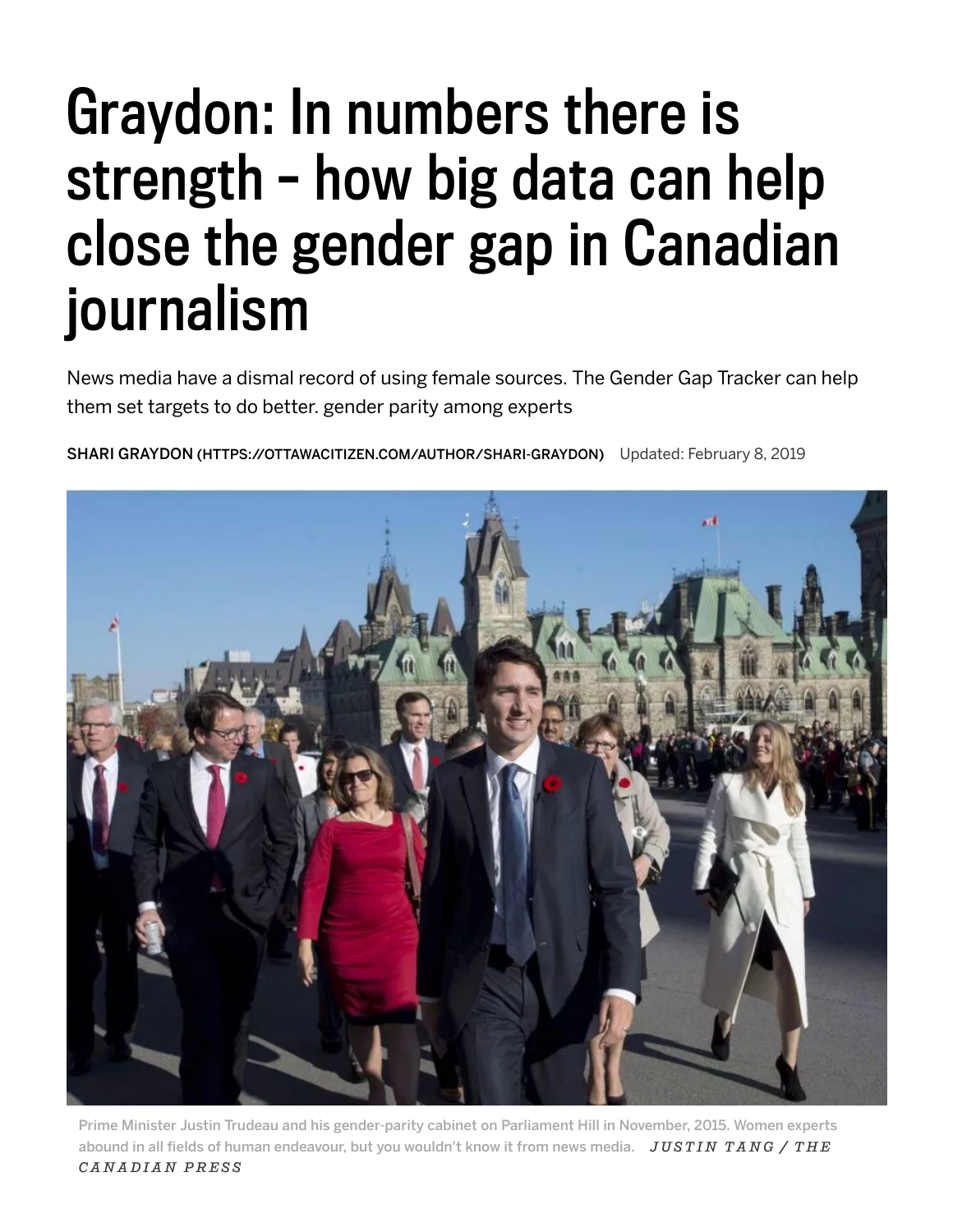# Graydon: In numbers there is strength – how big data can help close the gender gap in Canadian journalism

News media have a dismal record of using female sources. The Gender Gap Tracker can help them set targets to do better. gender parity among experts

SHARI GRAYDON (HTTPS://OTTAWACITIZEN.COM/AUTHOR/SHARI-GRAYDON) Updated: February 8, 2019

Prime Minister Justin Trudeau and his gender-parity cabinet on Parliament Hill in November, 2015. Women experts abound in all fields of human endeavour, but you wouldn't know it from news media. *JUSTIN TANG / THE CANADIAN PRESS*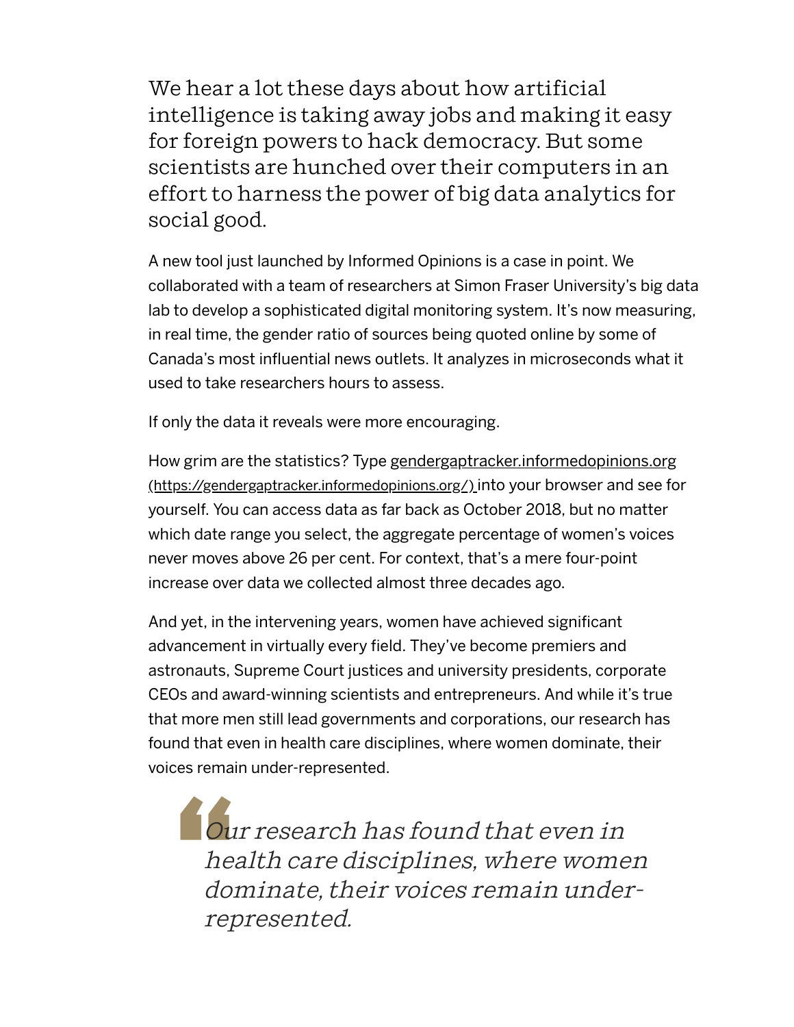We hear a lot these days about how artificial intelligence is taking away jobs and making it easy for foreign powers to hack democracy. But some scientists are hunched over their computers in an effort to harness the power of big data analytics for social good.

A new tool just launched by Informed Opinions is a case in point. We collaborated with a team of researchers at Simon Fraser University's big data lab to develop a sophisticated digital monitoring system. It's now measuring, in real time, the gender ratio of sources being quoted online by some of Canada's most influential news outlets. It analyzes in microseconds what it used to take researchers hours to assess.

If only the data it reveals were more encouraging.

How grim are the statistics? Type gendergaptracker.informedopinions.org (https://gendergaptracker.informedopinions.org/) into your browser and see for yourself. You can access data as far back as October 2018, but no matter which date range you select, the aggregate percentage of women's voices never moves above 26 per cent. For context, that's a mere four-point increase over data we collected almost three decades ago.

And yet, in the intervening years, women have achieved significant advancement in virtually every field. They've become premiers and astronauts, Supreme Court justices and university presidents, corporate CEOs and award-winning scientists and entrepreneurs. And while it's true that more men still lead governments and corporations, our research has found that even in health care disciplines, where women dominate, their voices remain under-represented.

> *Our research has found that even in health care disciplines, where women dominate, their voices remain under-represented.*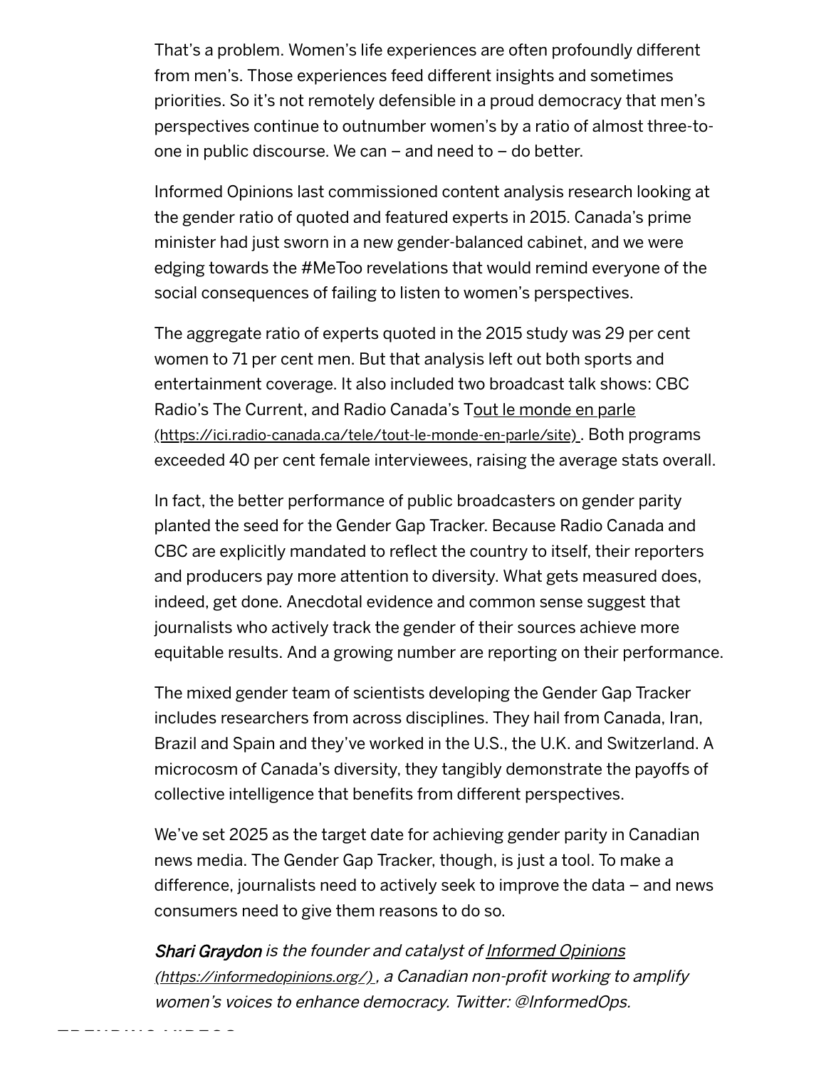That's a problem. Women's life experiences are often profoundly different from men's. Those experiences feed different insights and sometimes priorities. So it's not remotely defensible in a proud democracy that men's perspectives continue to outnumber women's by a ratio of almost three-to-one in public discourse. We can – and need to – do better.

Informed Opinions last commissioned content analysis research looking at the gender ratio of quoted and featured experts in 2015. Canada's prime minister had just sworn in a new gender-balanced cabinet, and we were edging towards the #MeToo revelations that would remind everyone of the social consequences of failing to listen to women's perspectives.

The aggregate ratio of experts quoted in the 2015 study was 29 per cent women to 71 per cent men. But that analysis left out both sports and entertainment coverage. It also included two broadcast talk shows: CBC Radio's The Current, and Radio Canada's Tout le monde en parle (https://ici.radio-canada.ca/tele/tout-le-monde-en-parle/site). Both programs exceeded 40 per cent female interviewees, raising the average stats overall.

In fact, the better performance of public broadcasters on gender parity planted the seed for the Gender Gap Tracker. Because Radio Canada and CBC are explicitly mandated to reflect the country to itself, their reporters and producers pay more attention to diversity. What gets measured does, indeed, get done. Anecdotal evidence and common sense suggest that journalists who actively track the gender of their sources achieve more equitable results. And a growing number are reporting on their performance.

The mixed gender team of scientists developing the Gender Gap Tracker includes researchers from across disciplines. They hail from Canada, Iran, Brazil and Spain and they've worked in the U.S., the U.K. and Switzerland. A microcosm of Canada's diversity, they tangibly demonstrate the payoffs of collective intelligence that benefits from different perspectives.

We've set 2025 as the target date for achieving gender parity in Canadian news media. The Gender Gap Tracker, though, is just a tool. To make a difference, journalists need to actively seek to improve the data – and news consumers need to give them reasons to do so.

***Shari Graydon*** *is the founder and catalyst of Informed Opinions (https://informedopinions.org/), a Canadian non-profit working to amplify women's voices to enhance democracy. Twitter: @InformedOps.*